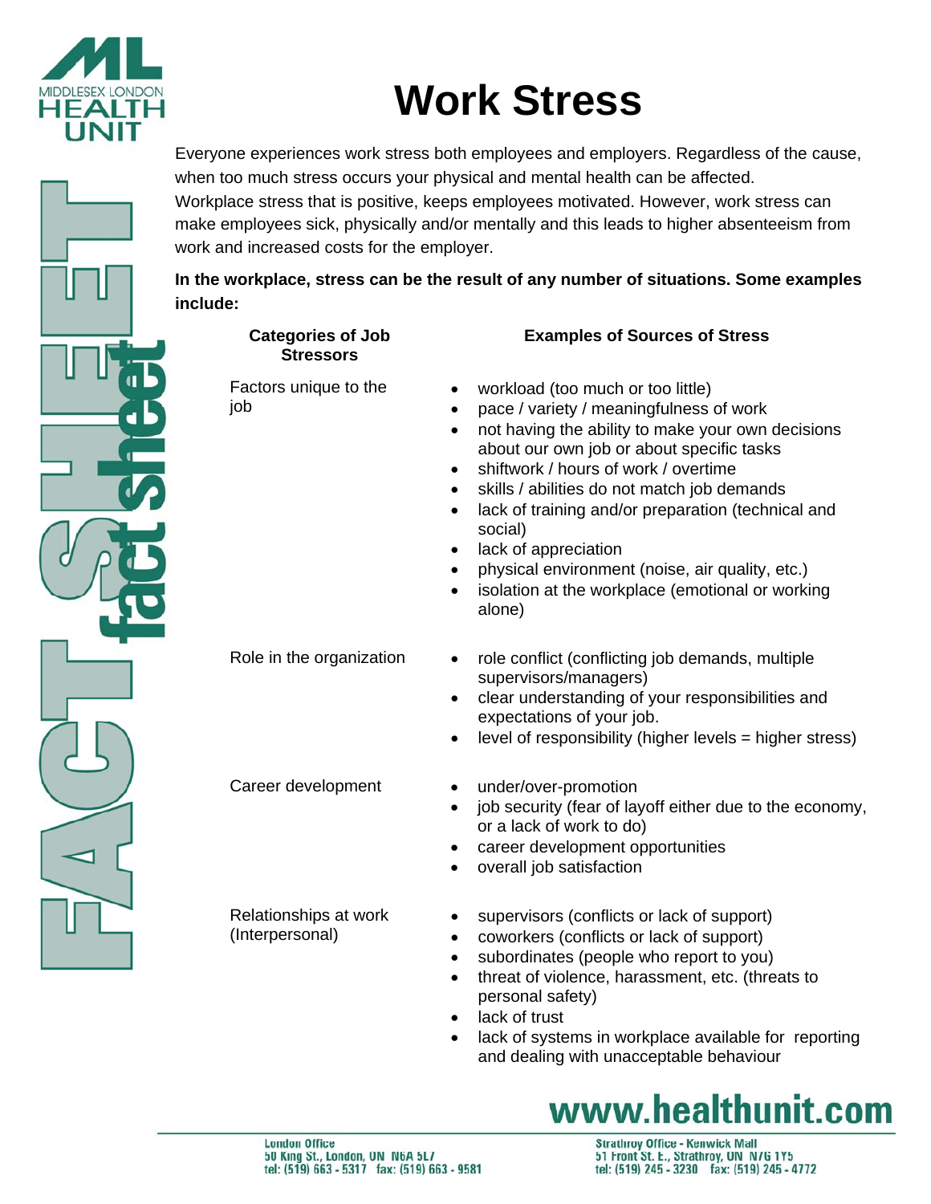# Work Stress

Everyone experiences work stress both employees and employers. Regardless of the cause, when too much stress occurs your physical and mental health can be affected. Workplace stress that is positive, keeps employees motivated. However, work stress can make employees sick, physically and/or mentally and this leads to higher absenteeism from work and increased costs for the employer.

**In the workplace, stress can be the result of any number of situations. Some examples include:**

| Categories of Job Stressors | Examples of Sources of Stress |
|---|---|
| Factors unique to the job | • workload (too much or too little)<br>• pace / variety / meaningfulness of work<br>• not having the ability to make your own decisions about our own job or about specific tasks<br>• shiftwork / hours of work / overtime<br>• skills / abilities do not match job demands<br>• lack of training and/or preparation (technical and social)<br>• lack of appreciation<br>• physical environment (noise, air quality, etc.)<br>• isolation at the workplace (emotional or working alone) |
| Role in the organization | • role conflict (conflicting job demands, multiple supervisors/managers)<br>• clear understanding of your responsibilities and expectations of your job.<br>• level of responsibility (higher levels = higher stress) |
| Career development | • under/over-promotion<br>• job security (fear of layoff either due to the economy, or a lack of work to do)<br>• career development opportunities<br>• overall job satisfaction |
| Relationships at work (Interpersonal) | • supervisors (conflicts or lack of support)<br>• coworkers (conflicts or lack of support)<br>• subordinates (people who report to you)<br>• threat of violence, harassment, etc. (threats to personal safety)<br>• lack of trust<br>• lack of systems in workplace available for reporting and dealing with unacceptable behaviour |

www.healthunit.com

London Office
50 King St., London, ON N6A 5L7
tel: (519) 663 - 5317 fax: (519) 663 - 9581

Strathroy Office - Kenwick Mall
51 Front St. E., Strathroy, ON N7G 1Y5
tel: (519) 245 - 3230 fax: (519) 245 - 4772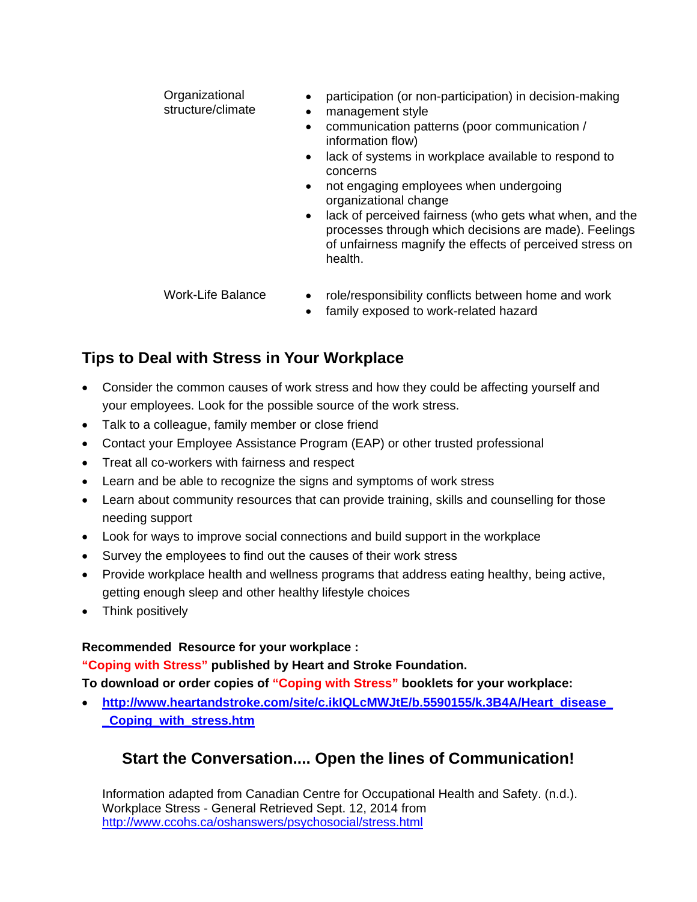| | |
|---|---|
| Organizational structure/climate | • participation (or non-participation) in decision-making<br>• management style<br>• communication patterns (poor communication / information flow)<br>• lack of systems in workplace available to respond to concerns<br>• not engaging employees when undergoing organizational change<br>• lack of perceived fairness (who gets what when, and the processes through which decisions are made). Feelings of unfairness magnify the effects of perceived stress on health. |
| Work-Life Balance | • role/responsibility conflicts between home and work<br>• family exposed to work-related hazard |

## Tips to Deal with Stress in Your Workplace

- Consider the common causes of work stress and how they could be affecting yourself and your employees. Look for the possible source of the work stress.
- Talk to a colleague, family member or close friend
- Contact your Employee Assistance Program (EAP) or other trusted professional
- Treat all co-workers with fairness and respect
- Learn and be able to recognize the signs and symptoms of work stress
- Learn about community resources that can provide training, skills and counselling for those needing support
- Look for ways to improve social connections and build support in the workplace
- Survey the employees to find out the causes of their work stress
- Provide workplace health and wellness programs that address eating healthy, being active, getting enough sleep and other healthy lifestyle choices
- Think positively

**Recommended Resource for your workplace :**

**"Coping with Stress" published by Heart and Stroke Foundation.**

**To download or order copies of "Coping with Stress" booklets for your workplace:**

- **http://www.heartandstroke.com/site/c.ikIQLcMWJtE/b.5590155/k.3B4A/Heart_disease__Coping_with_stress.htm**

### Start the Conversation.... Open the lines of Communication!

Information adapted from Canadian Centre for Occupational Health and Safety. (n.d.). Workplace Stress - General Retrieved Sept. 12, 2014 from http://www.ccohs.ca/oshanswers/psychosocial/stress.html